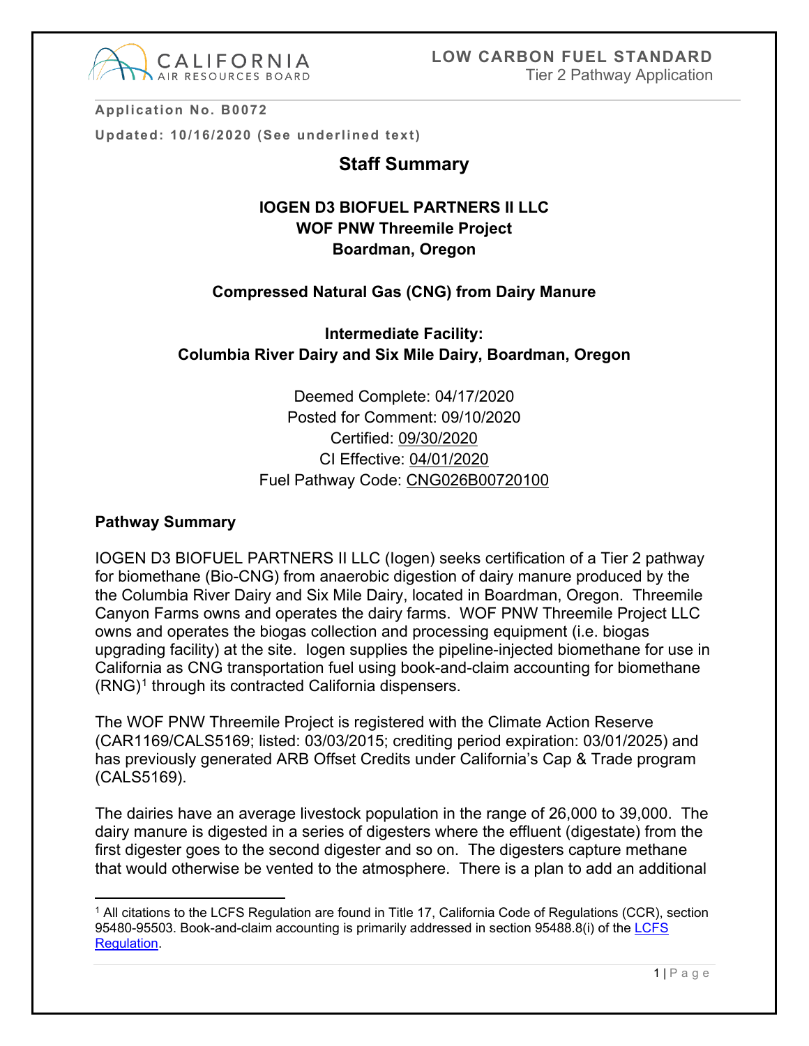Application No. B0072

Updated: 10/16/2020 (See underlined text)

# Staff Summary

**IOGEN D3 BIOFUEL PARTNERS II LLC**
**WOF PNW Threemile Project**
**Boardman, Oregon**

**Compressed Natural Gas (CNG) from Dairy Manure**

**Intermediate Facility:**
**Columbia River Dairy and Six Mile Dairy, Boardman, Oregon**

Deemed Complete: 04/17/2020
Posted for Comment: 09/10/2020
Certified: <u>09/30/2020</u>
CI Effective: <u>04/01/2020</u>
Fuel Pathway Code: <u>CNG026B00720100</u>

## Pathway Summary

IOGEN D3 BIOFUEL PARTNERS II LLC (Iogen) seeks certification of a Tier 2 pathway for biomethane (Bio-CNG) from anaerobic digestion of dairy manure produced by the the Columbia River Dairy and Six Mile Dairy, located in Boardman, Oregon. Threemile Canyon Farms owns and operates the dairy farms. WOF PNW Threemile Project LLC owns and operates the biogas collection and processing equipment (i.e. biogas upgrading facility) at the site. Iogen supplies the pipeline-injected biomethane for use in California as CNG transportation fuel using book-and-claim accounting for biomethane (RNG)[1] through its contracted California dispensers.

The WOF PNW Threemile Project is registered with the Climate Action Reserve (CAR1169/CALS5169; listed: 03/03/2015; crediting period expiration: 03/01/2025) and has previously generated ARB Offset Credits under California's Cap & Trade program (CALS5169).

The dairies have an average livestock population in the range of 26,000 to 39,000. The dairy manure is digested in a series of digesters where the effluent (digestate) from the first digester goes to the second digester and so on. The digesters capture methane that would otherwise be vented to the atmosphere. There is a plan to add an additional

[1] All citations to the LCFS Regulation are found in Title 17, California Code of Regulations (CCR), section 95480-95503. Book-and-claim accounting is primarily addressed in section 95488.8(i) of the LCFS Regulation.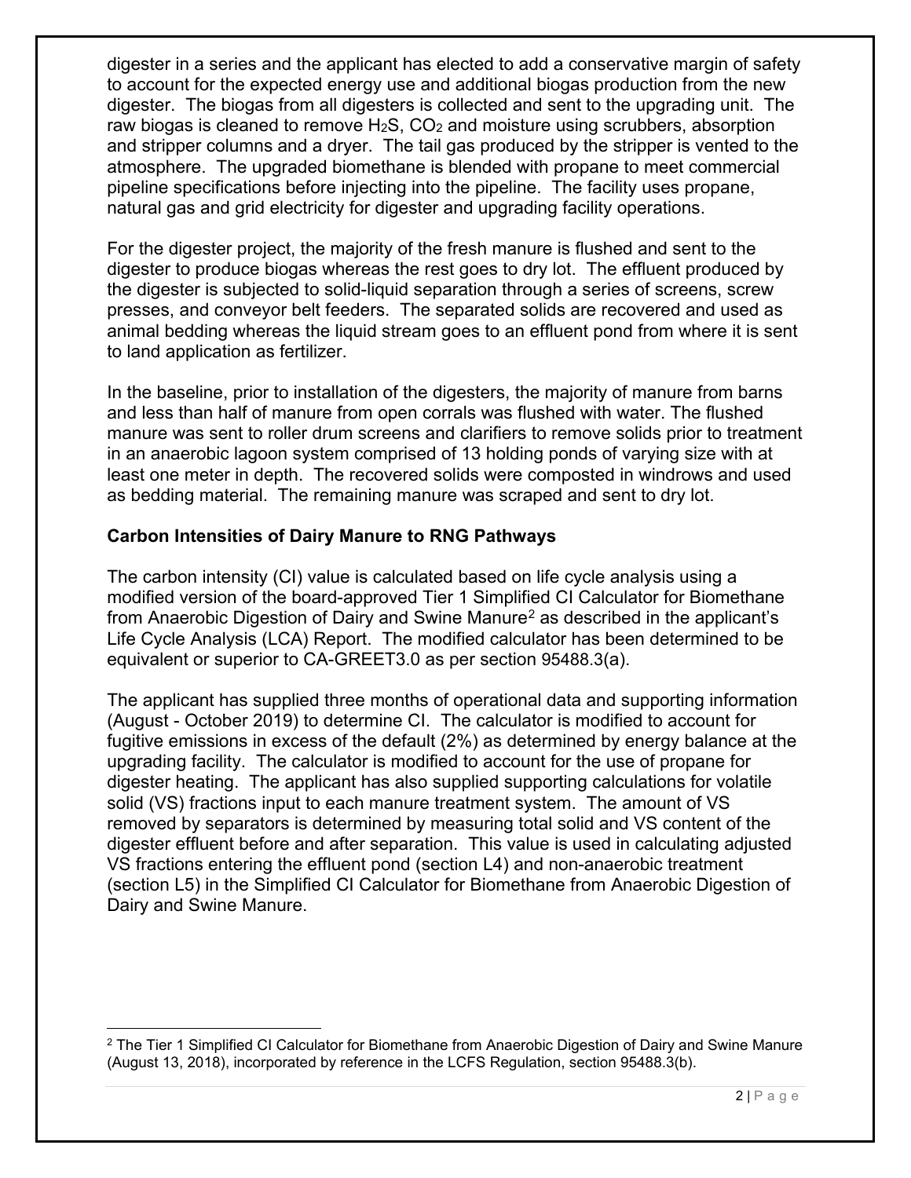digester in a series and the applicant has elected to add a conservative margin of safety to account for the expected energy use and additional biogas production from the new digester. The biogas from all digesters is collected and sent to the upgrading unit. The raw biogas is cleaned to remove $H_2S$, $CO_2$ and moisture using scrubbers, absorption and stripper columns and a dryer. The tail gas produced by the stripper is vented to the atmosphere. The upgraded biomethane is blended with propane to meet commercial pipeline specifications before injecting into the pipeline. The facility uses propane, natural gas and grid electricity for digester and upgrading facility operations.

For the digester project, the majority of the fresh manure is flushed and sent to the digester to produce biogas whereas the rest goes to dry lot. The effluent produced by the digester is subjected to solid-liquid separation through a series of screens, screw presses, and conveyor belt feeders. The separated solids are recovered and used as animal bedding whereas the liquid stream goes to an effluent pond from where it is sent to land application as fertilizer.

In the baseline, prior to installation of the digesters, the majority of manure from barns and less than half of manure from open corrals was flushed with water. The flushed manure was sent to roller drum screens and clarifiers to remove solids prior to treatment in an anaerobic lagoon system comprised of 13 holding ponds of varying size with at least one meter in depth. The recovered solids were composted in windrows and used as bedding material. The remaining manure was scraped and sent to dry lot.

**Carbon Intensities of Dairy Manure to RNG Pathways**

The carbon intensity (CI) value is calculated based on life cycle analysis using a modified version of the board-approved Tier 1 Simplified CI Calculator for Biomethane from Anaerobic Digestion of Dairy and Swine Manure[2] as described in the applicant's Life Cycle Analysis (LCA) Report. The modified calculator has been determined to be equivalent or superior to CA-GREET3.0 as per section 95488.3(a).

The applicant has supplied three months of operational data and supporting information (August - October 2019) to determine CI. The calculator is modified to account for fugitive emissions in excess of the default (2%) as determined by energy balance at the upgrading facility. The calculator is modified to account for the use of propane for digester heating. The applicant has also supplied supporting calculations for volatile solid (VS) fractions input to each manure treatment system. The amount of VS removed by separators is determined by measuring total solid and VS content of the digester effluent before and after separation. This value is used in calculating adjusted VS fractions entering the effluent pond (section L4) and non-anaerobic treatment (section L5) in the Simplified CI Calculator for Biomethane from Anaerobic Digestion of Dairy and Swine Manure.

[2] The Tier 1 Simplified CI Calculator for Biomethane from Anaerobic Digestion of Dairy and Swine Manure (August 13, 2018), incorporated by reference in the LCFS Regulation, section 95488.3(b).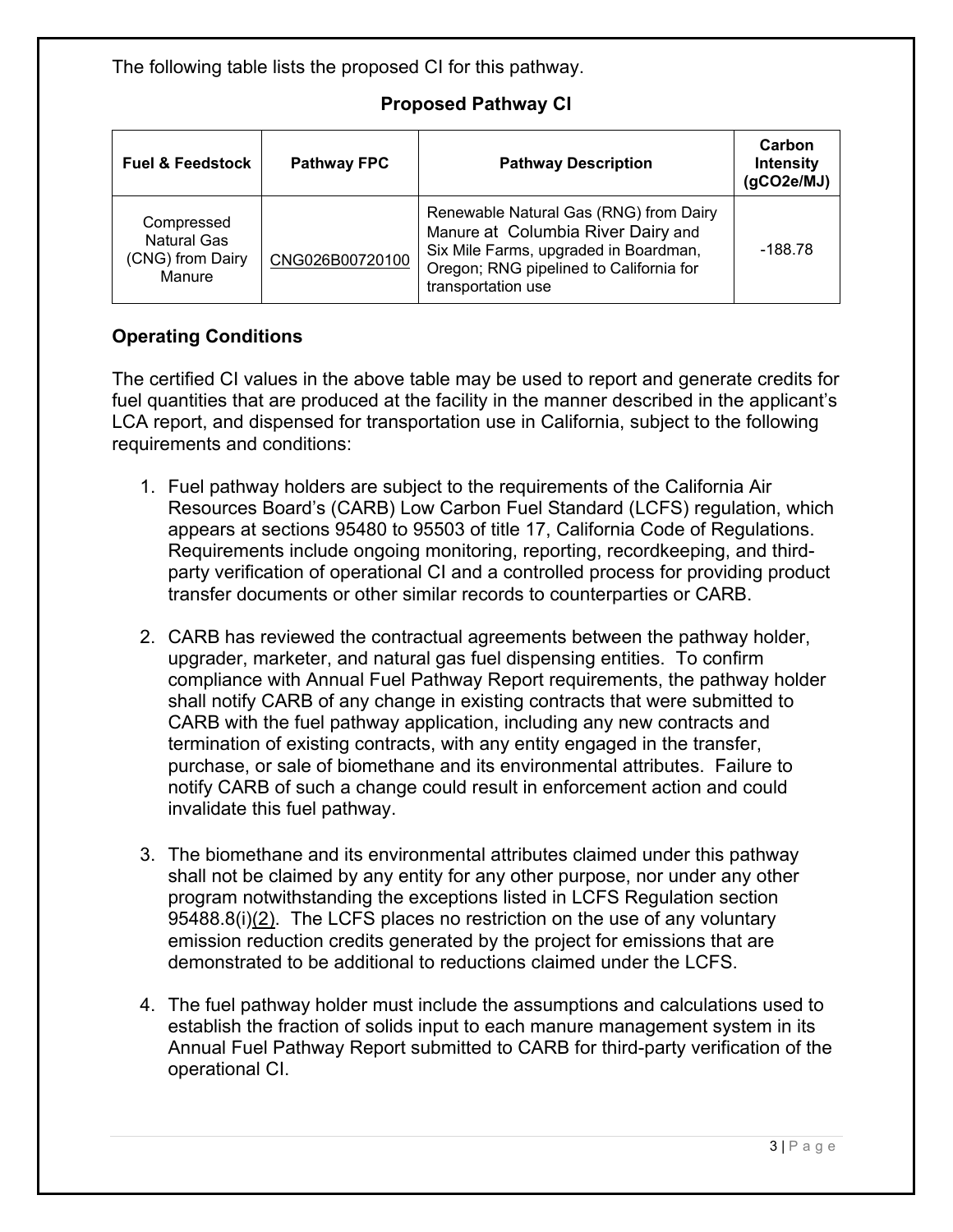The following table lists the proposed CI for this pathway.

**Proposed Pathway CI**

| Fuel & Feedstock | Pathway FPC | Pathway Description | Carbon Intensity (gCO2e/MJ) |
|---|---|---|---|
| Compressed Natural Gas (CNG) from Dairy Manure | CNG026B00720100 | Renewable Natural Gas (RNG) from Dairy Manure at Columbia River Dairy and Six Mile Farms, upgraded in Boardman, Oregon; RNG pipelined to California for transportation use | -188.78 |

## Operating Conditions

The certified CI values in the above table may be used to report and generate credits for fuel quantities that are produced at the facility in the manner described in the applicant's LCA report, and dispensed for transportation use in California, subject to the following requirements and conditions:

1. Fuel pathway holders are subject to the requirements of the California Air Resources Board's (CARB) Low Carbon Fuel Standard (LCFS) regulation, which appears at sections 95480 to 95503 of title 17, California Code of Regulations. Requirements include ongoing monitoring, reporting, recordkeeping, and third-party verification of operational CI and a controlled process for providing product transfer documents or other similar records to counterparties or CARB.

2. CARB has reviewed the contractual agreements between the pathway holder, upgrader, marketer, and natural gas fuel dispensing entities. To confirm compliance with Annual Fuel Pathway Report requirements, the pathway holder shall notify CARB of any change in existing contracts that were submitted to CARB with the fuel pathway application, including any new contracts and termination of existing contracts, with any entity engaged in the transfer, purchase, or sale of biomethane and its environmental attributes. Failure to notify CARB of such a change could result in enforcement action and could invalidate this fuel pathway.

3. The biomethane and its environmental attributes claimed under this pathway shall not be claimed by any entity for any other purpose, nor under any other program notwithstanding the exceptions listed in LCFS Regulation section 95488.8(i)(2). The LCFS places no restriction on the use of any voluntary emission reduction credits generated by the project for emissions that are demonstrated to be additional to reductions claimed under the LCFS.

4. The fuel pathway holder must include the assumptions and calculations used to establish the fraction of solids input to each manure management system in its Annual Fuel Pathway Report submitted to CARB for third-party verification of the operational CI.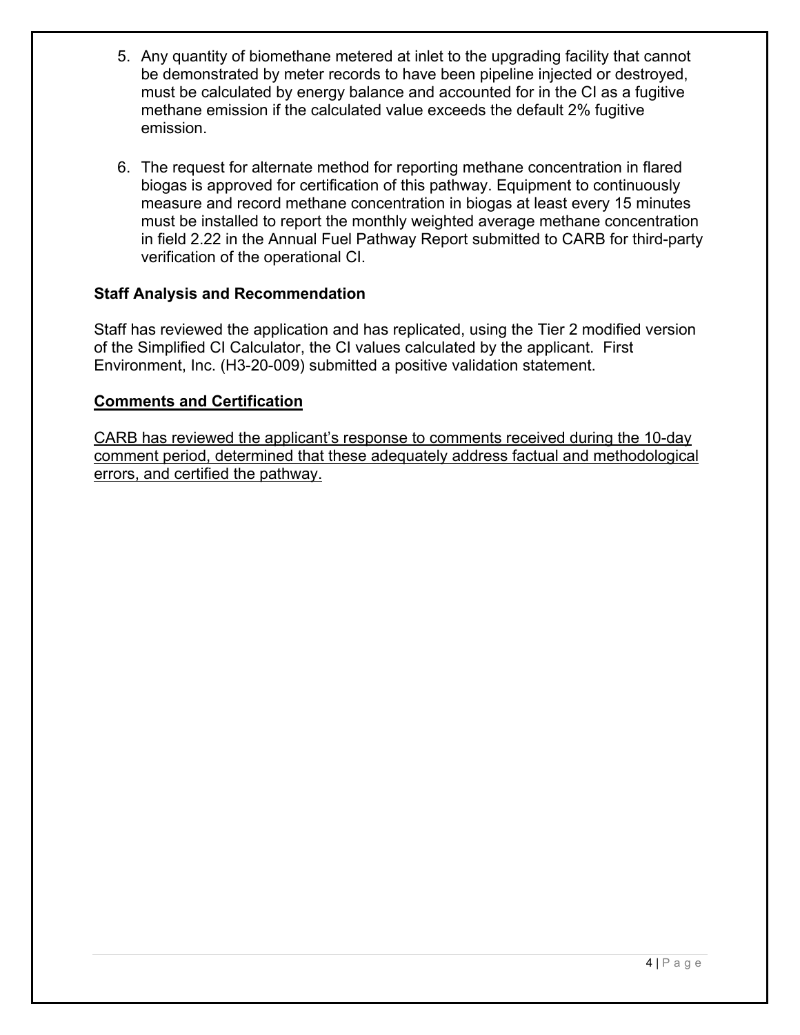5. Any quantity of biomethane metered at inlet to the upgrading facility that cannot be demonstrated by meter records to have been pipeline injected or destroyed, must be calculated by energy balance and accounted for in the CI as a fugitive methane emission if the calculated value exceeds the default 2% fugitive emission.

6. The request for alternate method for reporting methane concentration in flared biogas is approved for certification of this pathway. Equipment to continuously measure and record methane concentration in biogas at least every 15 minutes must be installed to report the monthly weighted average methane concentration in field 2.22 in the Annual Fuel Pathway Report submitted to CARB for third-party verification of the operational CI.

**Staff Analysis and Recommendation**

Staff has reviewed the application and has replicated, using the Tier 2 modified version of the Simplified CI Calculator, the CI values calculated by the applicant. First Environment, Inc. (H3-20-009) submitted a positive validation statement.

**<u>Comments and Certification</u>**

<u>CARB has reviewed the applicant's response to comments received during the 10-day comment period, determined that these adequately address factual and methodological errors, and certified the pathway.</u>